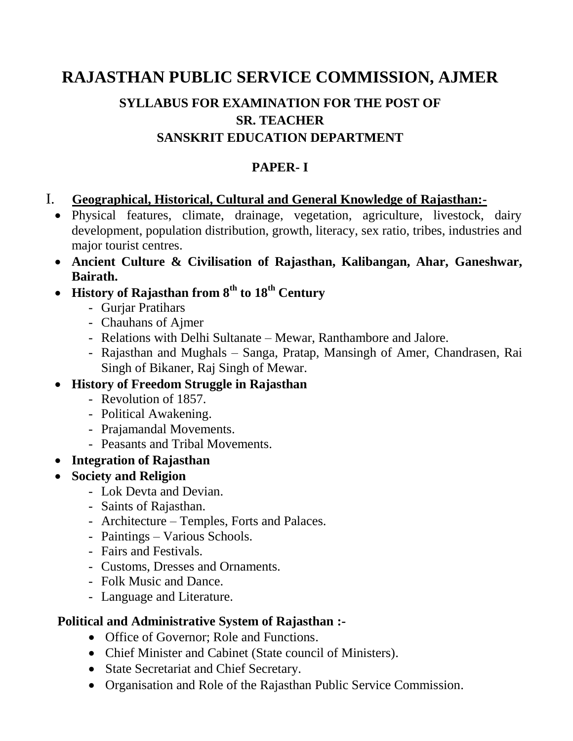# RAJASTHAN PUBLIC SERVICE COMMISSION, AJMER

## SYLLABUS FOR EXAMINATION FOR THE POST OF
## SR. TEACHER
## SANSKRIT EDUCATION DEPARTMENT

### PAPER- I

I. **Geographical, Historical, Cultural and General Knowledge of Rajasthan:-**

- Physical features, climate, drainage, vegetation, agriculture, livestock, dairy development, population distribution, growth, literacy, sex ratio, tribes, industries and major tourist centres.
- **Ancient Culture & Civilisation of Rajasthan, Kalibangan, Ahar, Ganeshwar, Bairath.**
- **History of Rajasthan from $8^{th}$ to $18^{th}$ Century**
  - Gurjar Pratihars
  - Chauhans of Ajmer
  - Relations with Delhi Sultanate – Mewar, Ranthambore and Jalore.
  - Rajasthan and Mughals – Sanga, Pratap, Mansingh of Amer, Chandrasen, Rai Singh of Bikaner, Raj Singh of Mewar.
- **History of Freedom Struggle in Rajasthan**
  - Revolution of 1857.
  - Political Awakening.
  - Prajamandal Movements.
  - Peasants and Tribal Movements.
- **Integration of Rajasthan**
- **Society and Religion**
  - Lok Devta and Devian.
  - Saints of Rajasthan.
  - Architecture – Temples, Forts and Palaces.
  - Paintings – Various Schools.
  - Fairs and Festivals.
  - Customs, Dresses and Ornaments.
  - Folk Music and Dance.
  - Language and Literature.

**Political and Administrative System of Rajasthan :-**

- Office of Governor; Role and Functions.
- Chief Minister and Cabinet (State council of Ministers).
- State Secretariat and Chief Secretary.
- Organisation and Role of the Rajasthan Public Service Commission.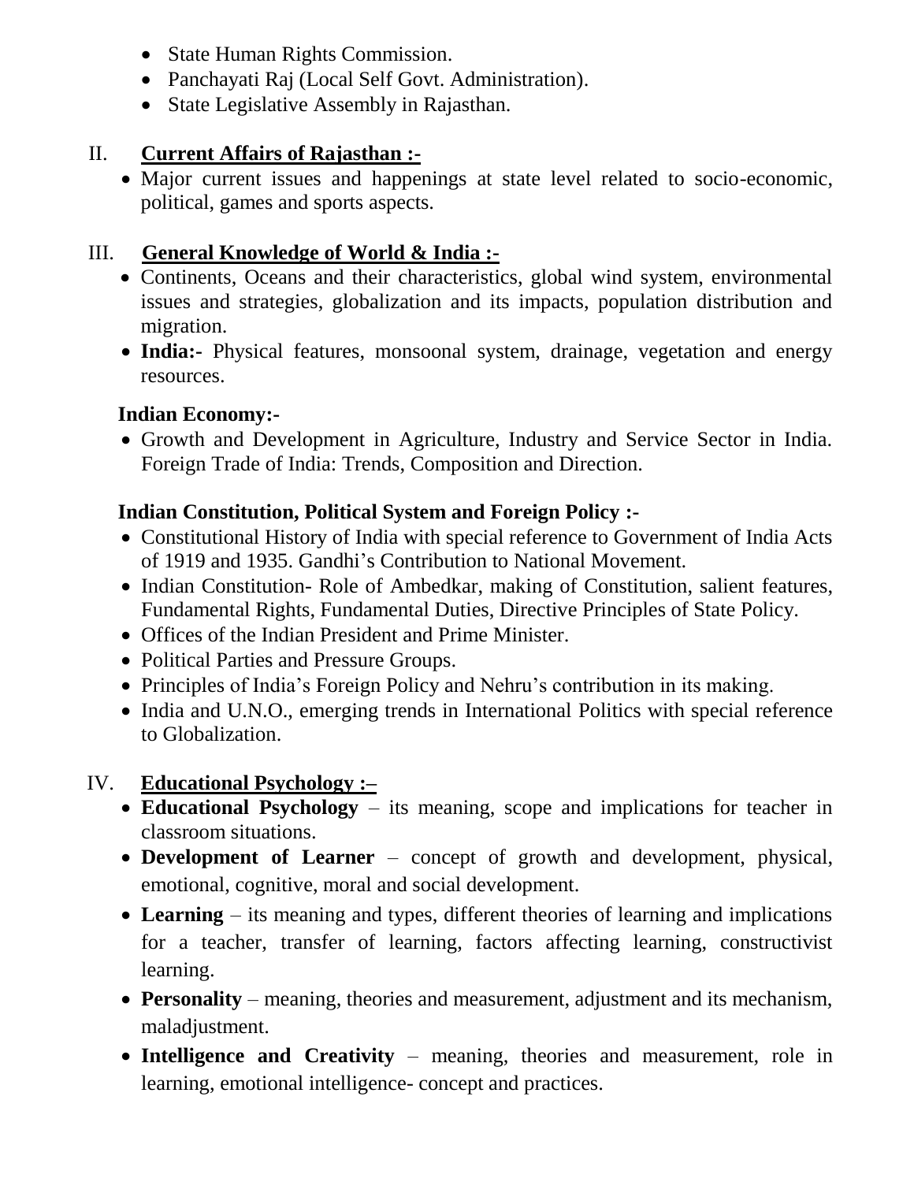- State Human Rights Commission.
- Panchayati Raj (Local Self Govt. Administration).
- State Legislative Assembly in Rajasthan.

## II. Current Affairs of Rajasthan :-

- Major current issues and happenings at state level related to socio-economic, political, games and sports aspects.

## III. General Knowledge of World & India :-

- Continents, Oceans and their characteristics, global wind system, environmental issues and strategies, globalization and its impacts, population distribution and migration.
- **India:-** Physical features, monsoonal system, drainage, vegetation and energy resources.

### Indian Economy:-

- Growth and Development in Agriculture, Industry and Service Sector in India. Foreign Trade of India: Trends, Composition and Direction.

### Indian Constitution, Political System and Foreign Policy :-

- Constitutional History of India with special reference to Government of India Acts of 1919 and 1935. Gandhi's Contribution to National Movement.
- Indian Constitution- Role of Ambedkar, making of Constitution, salient features, Fundamental Rights, Fundamental Duties, Directive Principles of State Policy.
- Offices of the Indian President and Prime Minister.
- Political Parties and Pressure Groups.
- Principles of India's Foreign Policy and Nehru's contribution in its making.
- India and U.N.O., emerging trends in International Politics with special reference to Globalization.

## IV. Educational Psychology :–

- **Educational Psychology** – its meaning, scope and implications for teacher in classroom situations.
- **Development of Learner** – concept of growth and development, physical, emotional, cognitive, moral and social development.
- **Learning** – its meaning and types, different theories of learning and implications for a teacher, transfer of learning, factors affecting learning, constructivist learning.
- **Personality** – meaning, theories and measurement, adjustment and its mechanism, maladjustment.
- **Intelligence and Creativity** – meaning, theories and measurement, role in learning, emotional intelligence- concept and practices.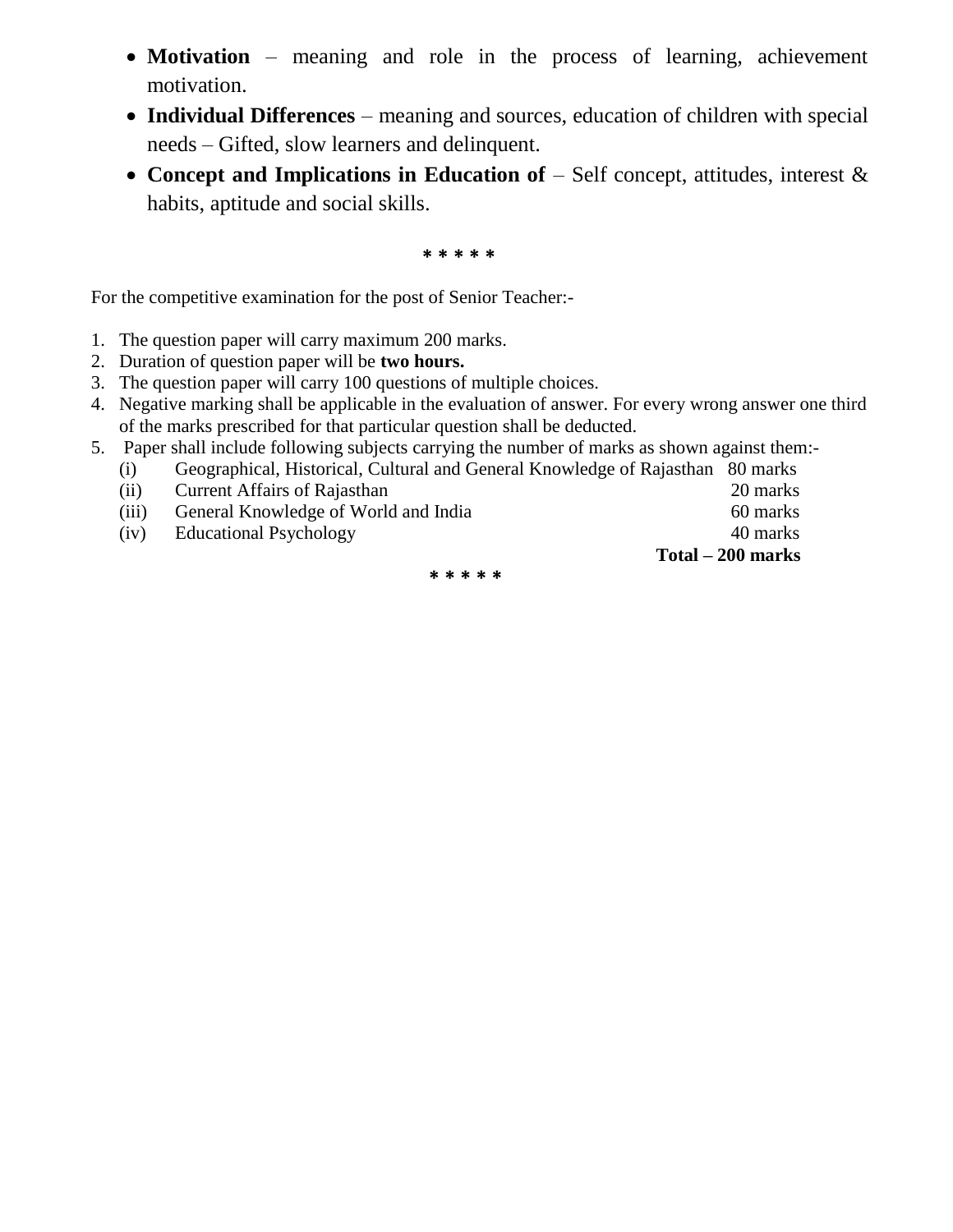- **Motivation** – meaning and role in the process of learning, achievement motivation.
- **Individual Differences** – meaning and sources, education of children with special needs – Gifted, slow learners and delinquent.
- **Concept and Implications in Education of** – Self concept, attitudes, interest & habits, aptitude and social skills.

**\* \* \* \* \***

For the competitive examination for the post of Senior Teacher:-

1. The question paper will carry maximum 200 marks.
2. Duration of question paper will be **two hours.**
3. The question paper will carry 100 questions of multiple choices.
4. Negative marking shall be applicable in the evaluation of answer. For every wrong answer one third of the marks prescribed for that particular question shall be deducted.
5. Paper shall include following subjects carrying the number of marks as shown against them:-

| | | |
|---|---|---|
| (i) | Geographical, Historical, Cultural and General Knowledge of Rajasthan | 80 marks |
| (ii) | Current Affairs of Rajasthan | 20 marks |
| (iii) | General Knowledge of World and India | 60 marks |
| (iv) | Educational Psychology | 40 marks |
| | | **Total – 200 marks** |

**\* \* \* \* \***